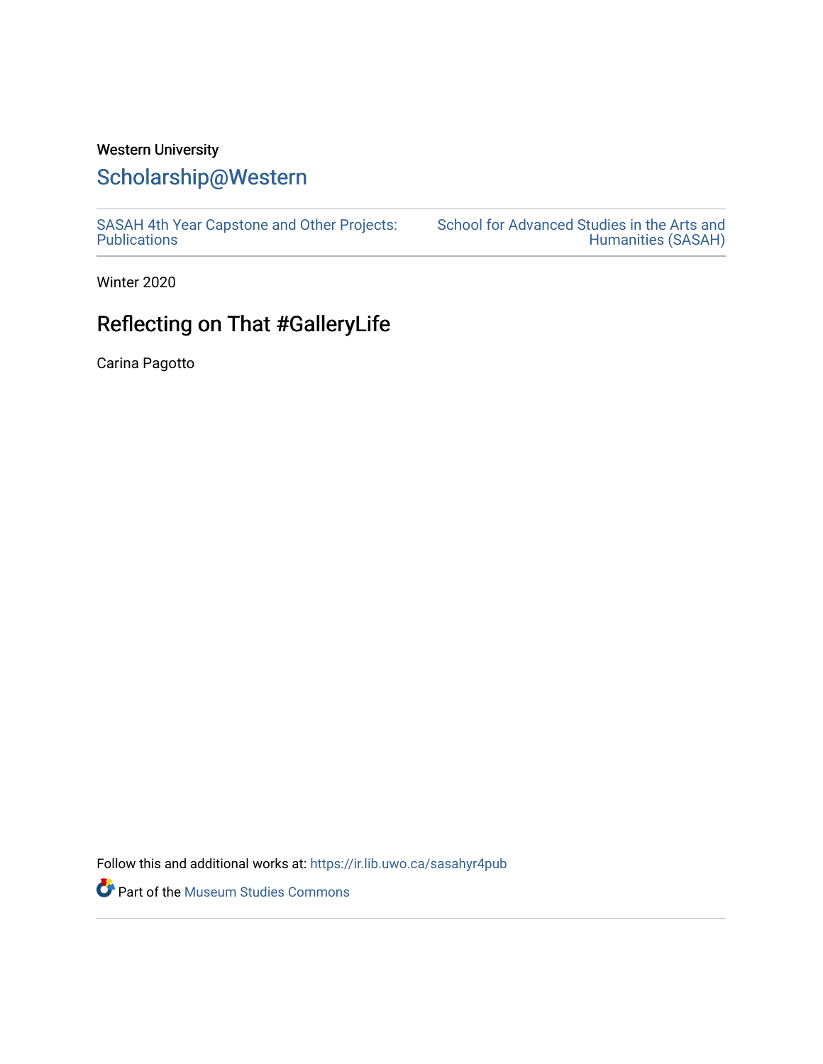Western University

# Scholarship@Western

SASAH 4th Year Capstone and Other Projects: Publications

School for Advanced Studies in the Arts and Humanities (SASAH)

Winter 2020

## Reflecting on That #GalleryLife

Carina Pagotto

Follow this and additional works at: https://ir.lib.uwo.ca/sasahyr4pub

Part of the Museum Studies Commons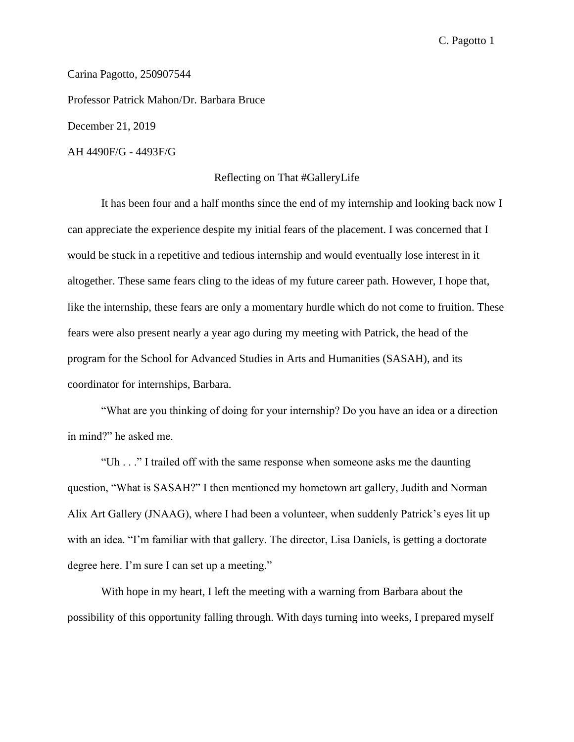Carina Pagotto, 250907544

Professor Patrick Mahon/Dr. Barbara Bruce

December 21, 2019

AH 4490F/G - 4493F/G

# Reflecting on That #GalleryLife

It has been four and a half months since the end of my internship and looking back now I can appreciate the experience despite my initial fears of the placement. I was concerned that I would be stuck in a repetitive and tedious internship and would eventually lose interest in it altogether. These same fears cling to the ideas of my future career path. However, I hope that, like the internship, these fears are only a momentary hurdle which do not come to fruition. These fears were also present nearly a year ago during my meeting with Patrick, the head of the program for the School for Advanced Studies in Arts and Humanities (SASAH), and its coordinator for internships, Barbara.

"What are you thinking of doing for your internship? Do you have an idea or a direction in mind?" he asked me.

"Uh . . ." I trailed off with the same response when someone asks me the daunting question, "What is SASAH?" I then mentioned my hometown art gallery, Judith and Norman Alix Art Gallery (JNAAG), where I had been a volunteer, when suddenly Patrick's eyes lit up with an idea. "I'm familiar with that gallery. The director, Lisa Daniels, is getting a doctorate degree here. I'm sure I can set up a meeting."

With hope in my heart, I left the meeting with a warning from Barbara about the possibility of this opportunity falling through. With days turning into weeks, I prepared myself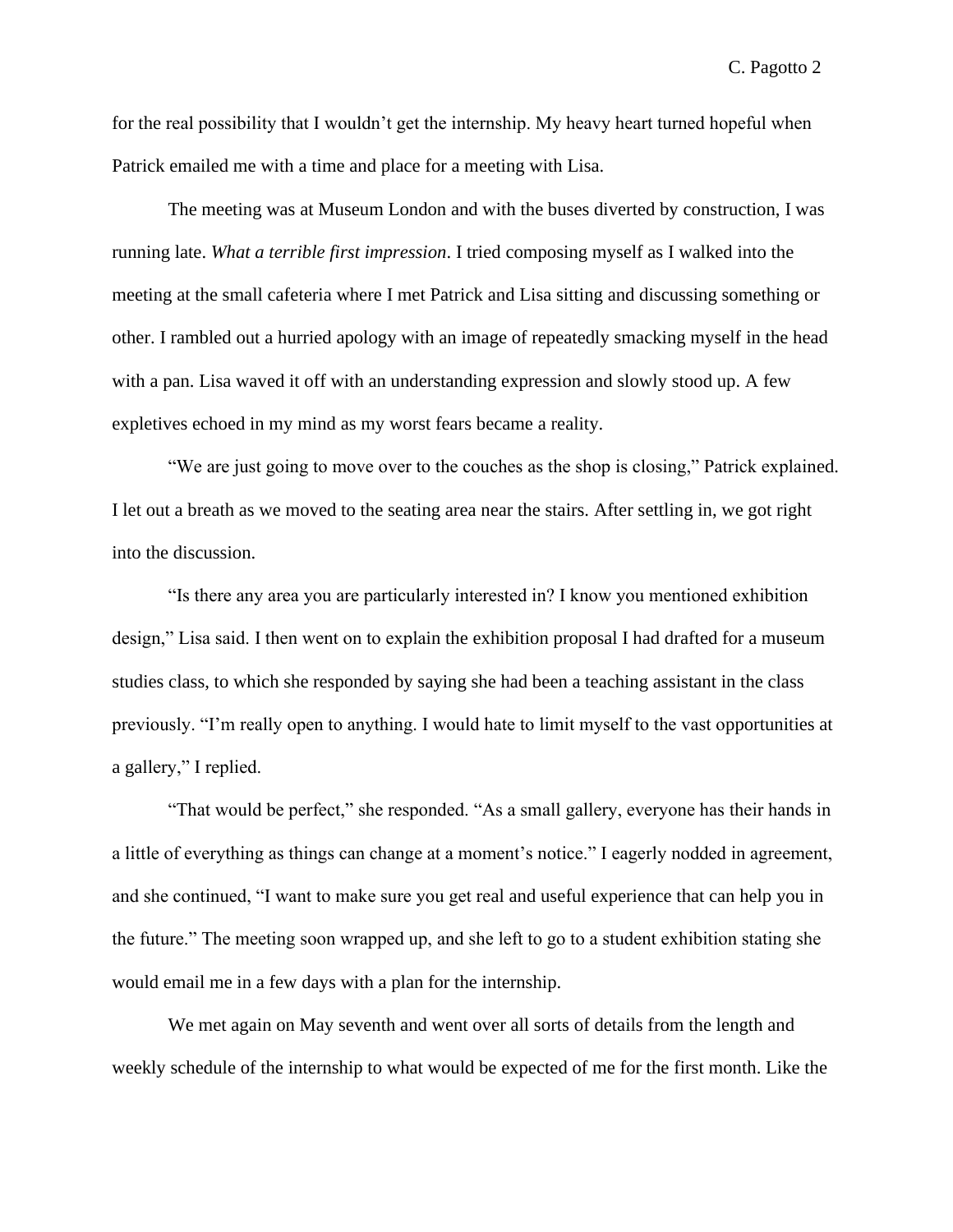for the real possibility that I wouldn't get the internship. My heavy heart turned hopeful when Patrick emailed me with a time and place for a meeting with Lisa.

The meeting was at Museum London and with the buses diverted by construction, I was running late. *What a terrible first impression*. I tried composing myself as I walked into the meeting at the small cafeteria where I met Patrick and Lisa sitting and discussing something or other. I rambled out a hurried apology with an image of repeatedly smacking myself in the head with a pan. Lisa waved it off with an understanding expression and slowly stood up. A few expletives echoed in my mind as my worst fears became a reality.

"We are just going to move over to the couches as the shop is closing," Patrick explained. I let out a breath as we moved to the seating area near the stairs. After settling in, we got right into the discussion.

"Is there any area you are particularly interested in? I know you mentioned exhibition design," Lisa said. I then went on to explain the exhibition proposal I had drafted for a museum studies class, to which she responded by saying she had been a teaching assistant in the class previously. "I'm really open to anything. I would hate to limit myself to the vast opportunities at a gallery," I replied.

"That would be perfect," she responded. "As a small gallery, everyone has their hands in a little of everything as things can change at a moment's notice." I eagerly nodded in agreement, and she continued, "I want to make sure you get real and useful experience that can help you in the future." The meeting soon wrapped up, and she left to go to a student exhibition stating she would email me in a few days with a plan for the internship.

We met again on May seventh and went over all sorts of details from the length and weekly schedule of the internship to what would be expected of me for the first month. Like the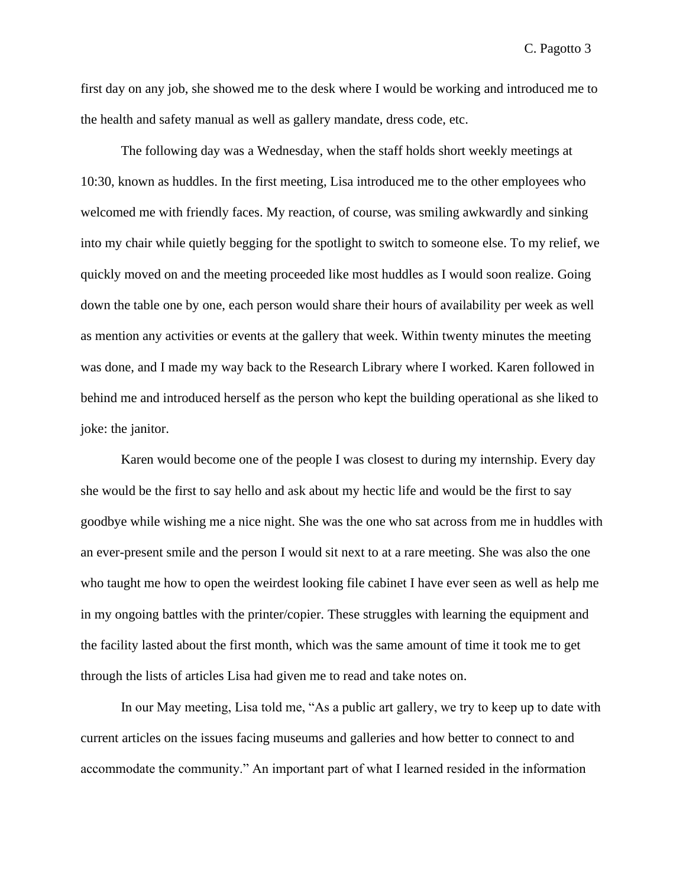first day on any job, she showed me to the desk where I would be working and introduced me to the health and safety manual as well as gallery mandate, dress code, etc.

The following day was a Wednesday, when the staff holds short weekly meetings at 10:30, known as huddles. In the first meeting, Lisa introduced me to the other employees who welcomed me with friendly faces. My reaction, of course, was smiling awkwardly and sinking into my chair while quietly begging for the spotlight to switch to someone else. To my relief, we quickly moved on and the meeting proceeded like most huddles as I would soon realize. Going down the table one by one, each person would share their hours of availability per week as well as mention any activities or events at the gallery that week. Within twenty minutes the meeting was done, and I made my way back to the Research Library where I worked. Karen followed in behind me and introduced herself as the person who kept the building operational as she liked to joke: the janitor.

Karen would become one of the people I was closest to during my internship. Every day she would be the first to say hello and ask about my hectic life and would be the first to say goodbye while wishing me a nice night. She was the one who sat across from me in huddles with an ever-present smile and the person I would sit next to at a rare meeting. She was also the one who taught me how to open the weirdest looking file cabinet I have ever seen as well as help me in my ongoing battles with the printer/copier. These struggles with learning the equipment and the facility lasted about the first month, which was the same amount of time it took me to get through the lists of articles Lisa had given me to read and take notes on.

In our May meeting, Lisa told me, “As a public art gallery, we try to keep up to date with current articles on the issues facing museums and galleries and how better to connect to and accommodate the community.” An important part of what I learned resided in the information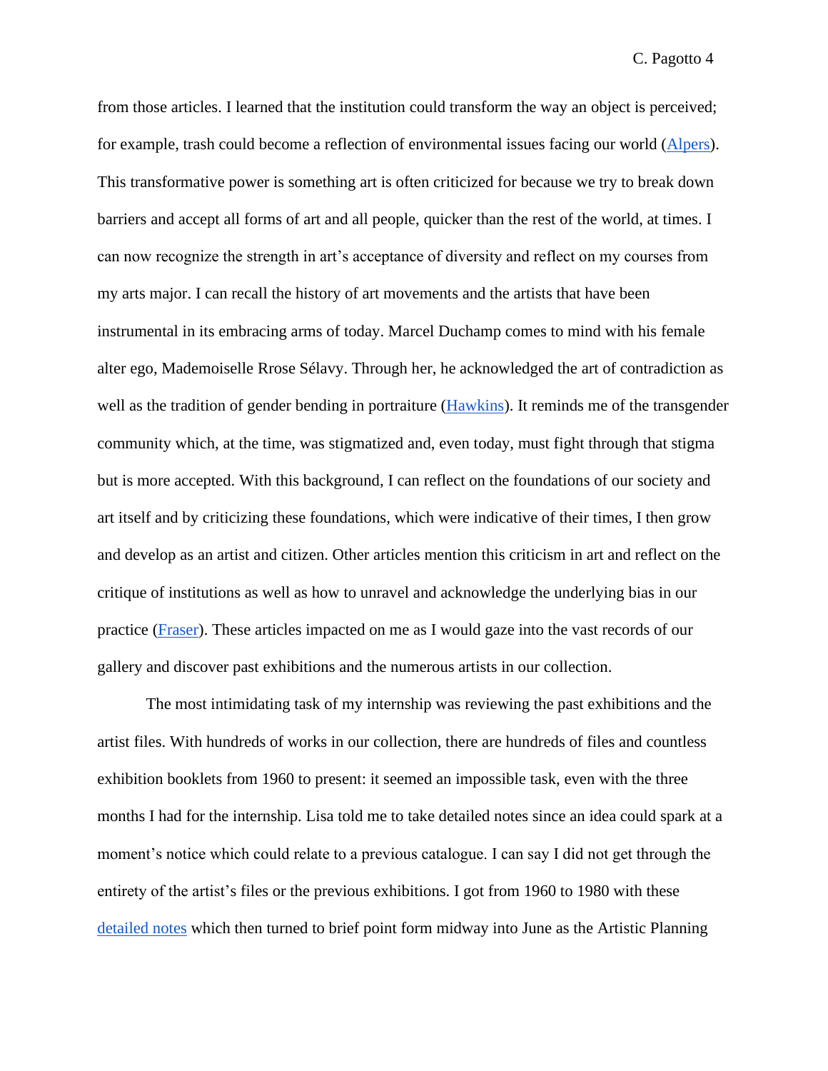from those articles. I learned that the institution could transform the way an object is perceived; for example, trash could become a reflection of environmental issues facing our world (Alpers). This transformative power is something art is often criticized for because we try to break down barriers and accept all forms of art and all people, quicker than the rest of the world, at times. I can now recognize the strength in art's acceptance of diversity and reflect on my courses from my arts major. I can recall the history of art movements and the artists that have been instrumental in its embracing arms of today. Marcel Duchamp comes to mind with his female alter ego, Mademoiselle Rrose Sélavy. Through her, he acknowledged the art of contradiction as well as the tradition of gender bending in portraiture (Hawkins). It reminds me of the transgender community which, at the time, was stigmatized and, even today, must fight through that stigma but is more accepted. With this background, I can reflect on the foundations of our society and art itself and by criticizing these foundations, which were indicative of their times, I then grow and develop as an artist and citizen. Other articles mention this criticism in art and reflect on the critique of institutions as well as how to unravel and acknowledge the underlying bias in our practice (Fraser). These articles impacted on me as I would gaze into the vast records of our gallery and discover past exhibitions and the numerous artists in our collection.

The most intimidating task of my internship was reviewing the past exhibitions and the artist files. With hundreds of works in our collection, there are hundreds of files and countless exhibition booklets from 1960 to present: it seemed an impossible task, even with the three months I had for the internship. Lisa told me to take detailed notes since an idea could spark at a moment's notice which could relate to a previous catalogue. I can say I did not get through the entirety of the artist's files or the previous exhibitions. I got from 1960 to 1980 with these detailed notes which then turned to brief point form midway into June as the Artistic Planning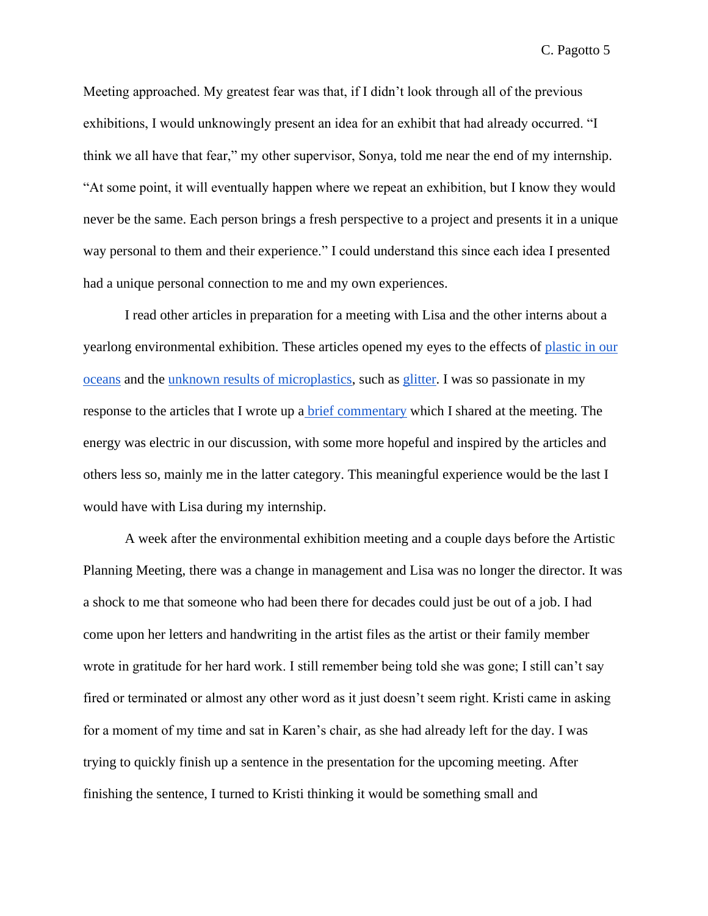Meeting approached. My greatest fear was that, if I didn't look through all of the previous exhibitions, I would unknowingly present an idea for an exhibit that had already occurred. "I think we all have that fear," my other supervisor, Sonya, told me near the end of my internship. "At some point, it will eventually happen where we repeat an exhibition, but I know they would never be the same. Each person brings a fresh perspective to a project and presents it in a unique way personal to them and their experience." I could understand this since each idea I presented had a unique personal connection to me and my own experiences.

I read other articles in preparation for a meeting with Lisa and the other interns about a yearlong environmental exhibition. These articles opened my eyes to the effects of plastic in our oceans and the unknown results of microplastics, such as glitter. I was so passionate in my response to the articles that I wrote up a brief commentary which I shared at the meeting. The energy was electric in our discussion, with some more hopeful and inspired by the articles and others less so, mainly me in the latter category. This meaningful experience would be the last I would have with Lisa during my internship.

A week after the environmental exhibition meeting and a couple days before the Artistic Planning Meeting, there was a change in management and Lisa was no longer the director. It was a shock to me that someone who had been there for decades could just be out of a job. I had come upon her letters and handwriting in the artist files as the artist or their family member wrote in gratitude for her hard work. I still remember being told she was gone; I still can't say fired or terminated or almost any other word as it just doesn't seem right. Kristi came in asking for a moment of my time and sat in Karen's chair, as she had already left for the day. I was trying to quickly finish up a sentence in the presentation for the upcoming meeting. After finishing the sentence, I turned to Kristi thinking it would be something small and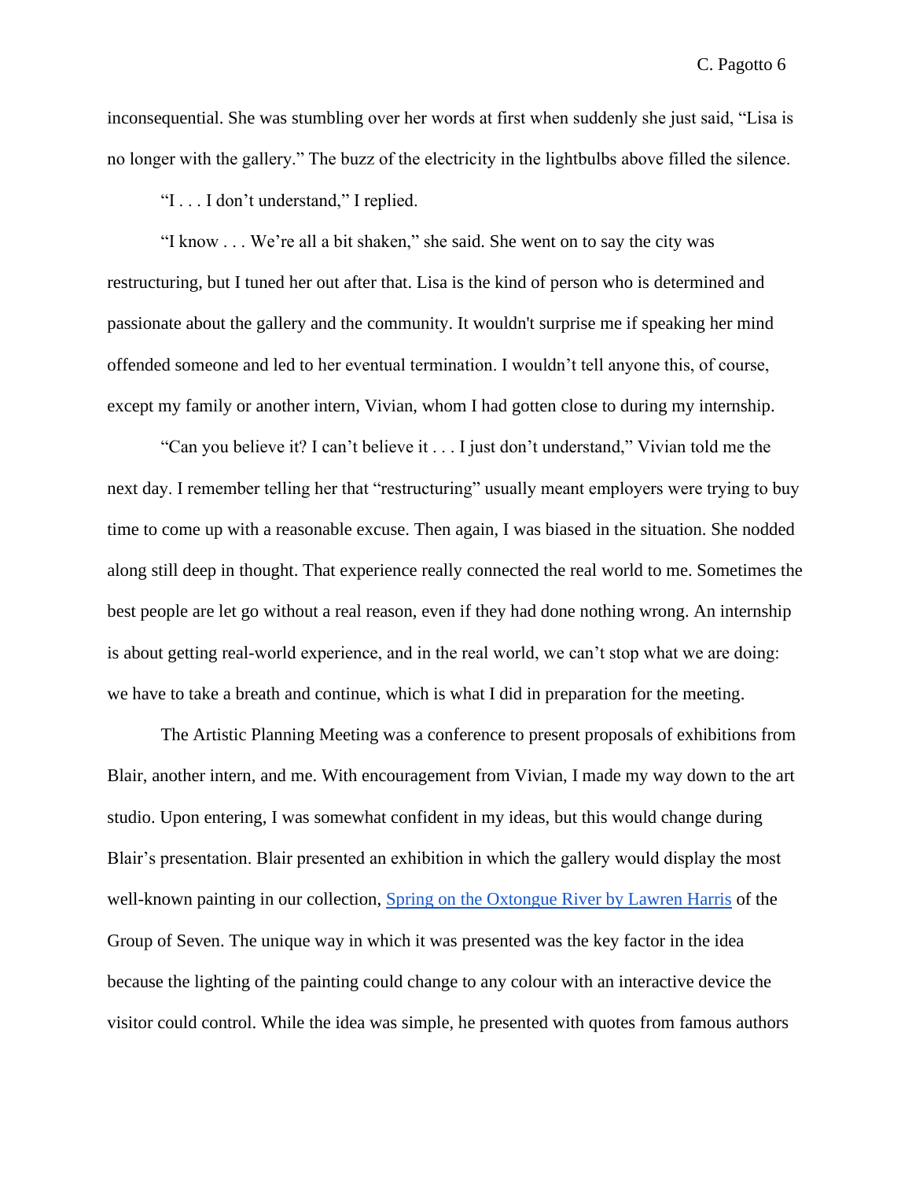inconsequential. She was stumbling over her words at first when suddenly she just said, "Lisa is no longer with the gallery." The buzz of the electricity in the lightbulbs above filled the silence.

"I . . . I don't understand," I replied.

"I know . . . We're all a bit shaken," she said. She went on to say the city was restructuring, but I tuned her out after that. Lisa is the kind of person who is determined and passionate about the gallery and the community. It wouldn't surprise me if speaking her mind offended someone and led to her eventual termination. I wouldn't tell anyone this, of course, except my family or another intern, Vivian, whom I had gotten close to during my internship.

"Can you believe it? I can't believe it . . . I just don't understand," Vivian told me the next day. I remember telling her that "restructuring" usually meant employers were trying to buy time to come up with a reasonable excuse. Then again, I was biased in the situation. She nodded along still deep in thought. That experience really connected the real world to me. Sometimes the best people are let go without a real reason, even if they had done nothing wrong. An internship is about getting real-world experience, and in the real world, we can't stop what we are doing: we have to take a breath and continue, which is what I did in preparation for the meeting.

The Artistic Planning Meeting was a conference to present proposals of exhibitions from Blair, another intern, and me. With encouragement from Vivian, I made my way down to the art studio. Upon entering, I was somewhat confident in my ideas, but this would change during Blair's presentation. Blair presented an exhibition in which the gallery would display the most well-known painting in our collection, Spring on the Oxtongue River by Lawren Harris of the Group of Seven. The unique way in which it was presented was the key factor in the idea because the lighting of the painting could change to any colour with an interactive device the visitor could control. While the idea was simple, he presented with quotes from famous authors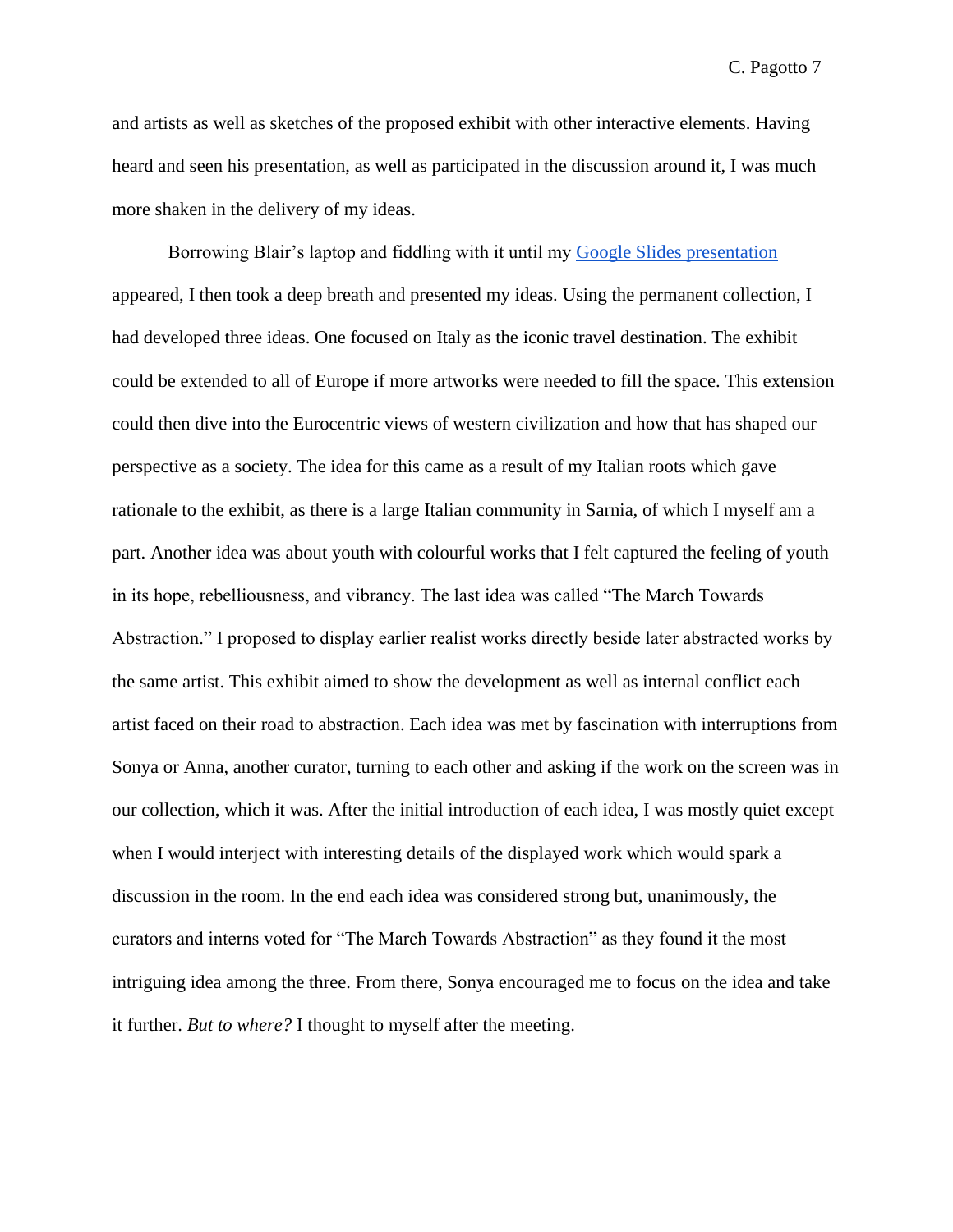and artists as well as sketches of the proposed exhibit with other interactive elements. Having heard and seen his presentation, as well as participated in the discussion around it, I was much more shaken in the delivery of my ideas.

Borrowing Blair's laptop and fiddling with it until my Google Slides presentation appeared, I then took a deep breath and presented my ideas. Using the permanent collection, I had developed three ideas. One focused on Italy as the iconic travel destination. The exhibit could be extended to all of Europe if more artworks were needed to fill the space. This extension could then dive into the Eurocentric views of western civilization and how that has shaped our perspective as a society. The idea for this came as a result of my Italian roots which gave rationale to the exhibit, as there is a large Italian community in Sarnia, of which I myself am a part. Another idea was about youth with colourful works that I felt captured the feeling of youth in its hope, rebelliousness, and vibrancy. The last idea was called "The March Towards Abstraction." I proposed to display earlier realist works directly beside later abstracted works by the same artist. This exhibit aimed to show the development as well as internal conflict each artist faced on their road to abstraction. Each idea was met by fascination with interruptions from Sonya or Anna, another curator, turning to each other and asking if the work on the screen was in our collection, which it was. After the initial introduction of each idea, I was mostly quiet except when I would interject with interesting details of the displayed work which would spark a discussion in the room. In the end each idea was considered strong but, unanimously, the curators and interns voted for "The March Towards Abstraction" as they found it the most intriguing idea among the three. From there, Sonya encouraged me to focus on the idea and take it further. *But to where?* I thought to myself after the meeting.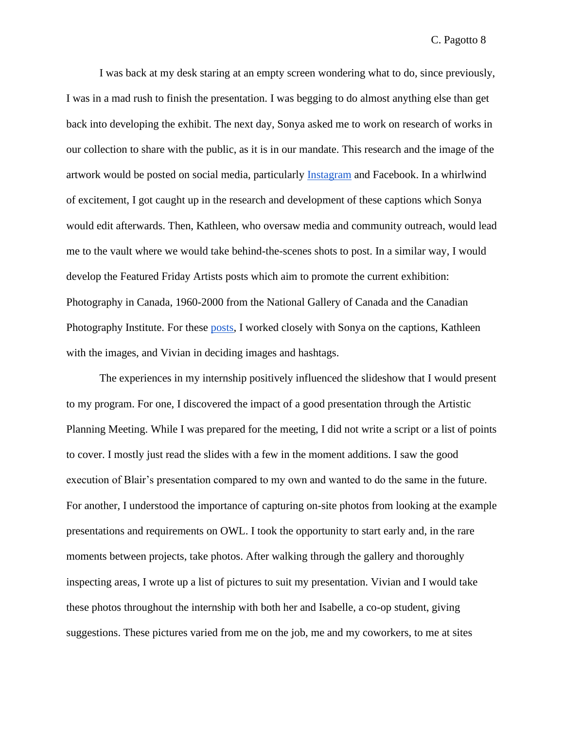I was back at my desk staring at an empty screen wondering what to do, since previously, I was in a mad rush to finish the presentation. I was begging to do almost anything else than get back into developing the exhibit. The next day, Sonya asked me to work on research of works in our collection to share with the public, as it is in our mandate. This research and the image of the artwork would be posted on social media, particularly Instagram and Facebook. In a whirlwind of excitement, I got caught up in the research and development of these captions which Sonya would edit afterwards. Then, Kathleen, who oversaw media and community outreach, would lead me to the vault where we would take behind-the-scenes shots to post. In a similar way, I would develop the Featured Friday Artists posts which aim to promote the current exhibition: Photography in Canada, 1960-2000 from the National Gallery of Canada and the Canadian Photography Institute. For these posts, I worked closely with Sonya on the captions, Kathleen with the images, and Vivian in deciding images and hashtags.

The experiences in my internship positively influenced the slideshow that I would present to my program. For one, I discovered the impact of a good presentation through the Artistic Planning Meeting. While I was prepared for the meeting, I did not write a script or a list of points to cover. I mostly just read the slides with a few in the moment additions. I saw the good execution of Blair's presentation compared to my own and wanted to do the same in the future. For another, I understood the importance of capturing on-site photos from looking at the example presentations and requirements on OWL. I took the opportunity to start early and, in the rare moments between projects, take photos. After walking through the gallery and thoroughly inspecting areas, I wrote up a list of pictures to suit my presentation. Vivian and I would take these photos throughout the internship with both her and Isabelle, a co-op student, giving suggestions. These pictures varied from me on the job, me and my coworkers, to me at sites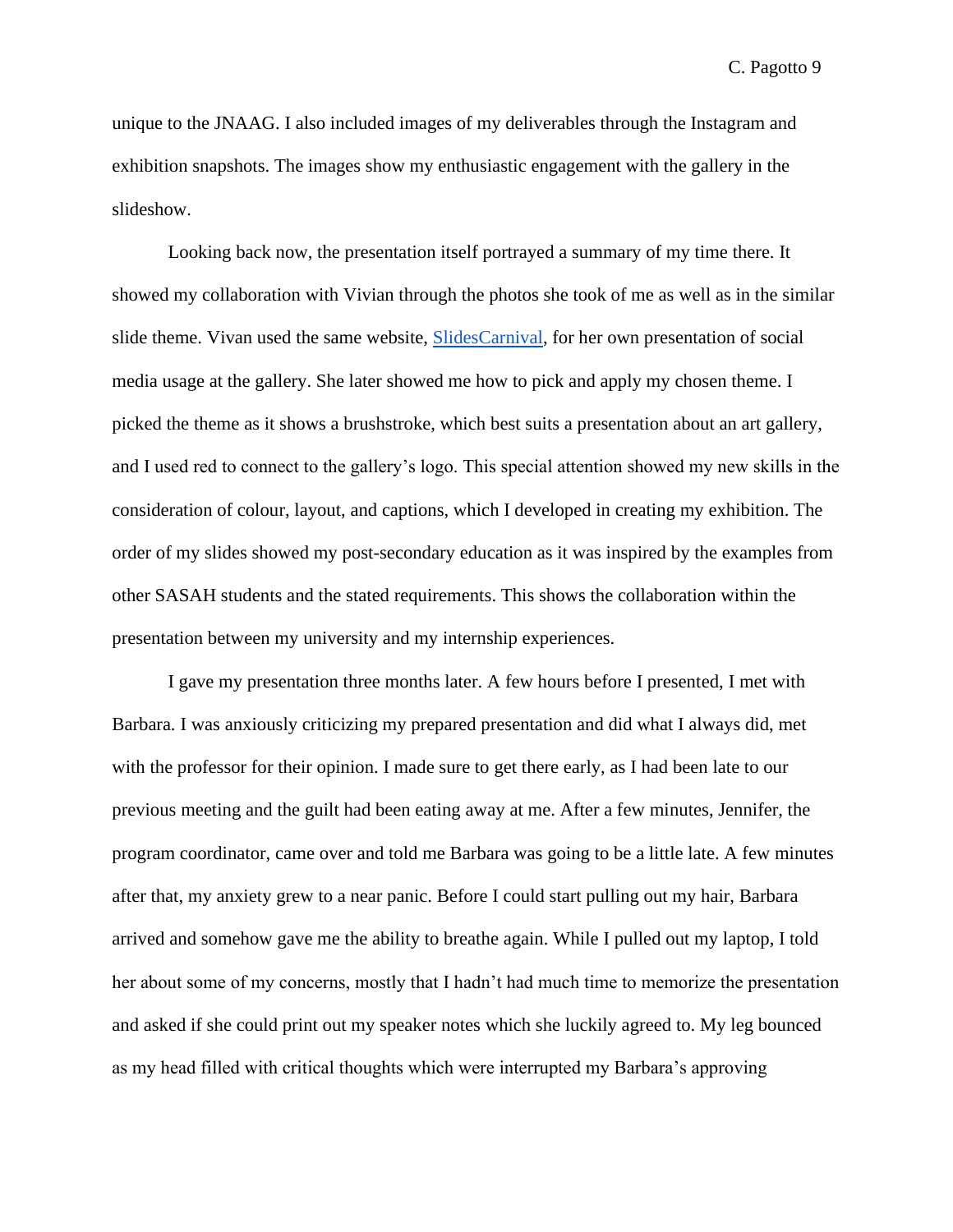unique to the JNAAG. I also included images of my deliverables through the Instagram and exhibition snapshots. The images show my enthusiastic engagement with the gallery in the slideshow.

Looking back now, the presentation itself portrayed a summary of my time there. It showed my collaboration with Vivian through the photos she took of me as well as in the similar slide theme. Vivan used the same website, SlidesCarnival, for her own presentation of social media usage at the gallery. She later showed me how to pick and apply my chosen theme. I picked the theme as it shows a brushstroke, which best suits a presentation about an art gallery, and I used red to connect to the gallery's logo. This special attention showed my new skills in the consideration of colour, layout, and captions, which I developed in creating my exhibition. The order of my slides showed my post-secondary education as it was inspired by the examples from other SASAH students and the stated requirements. This shows the collaboration within the presentation between my university and my internship experiences.

I gave my presentation three months later. A few hours before I presented, I met with Barbara. I was anxiously criticizing my prepared presentation and did what I always did, met with the professor for their opinion. I made sure to get there early, as I had been late to our previous meeting and the guilt had been eating away at me. After a few minutes, Jennifer, the program coordinator, came over and told me Barbara was going to be a little late. A few minutes after that, my anxiety grew to a near panic. Before I could start pulling out my hair, Barbara arrived and somehow gave me the ability to breathe again. While I pulled out my laptop, I told her about some of my concerns, mostly that I hadn't had much time to memorize the presentation and asked if she could print out my speaker notes which she luckily agreed to. My leg bounced as my head filled with critical thoughts which were interrupted my Barbara's approving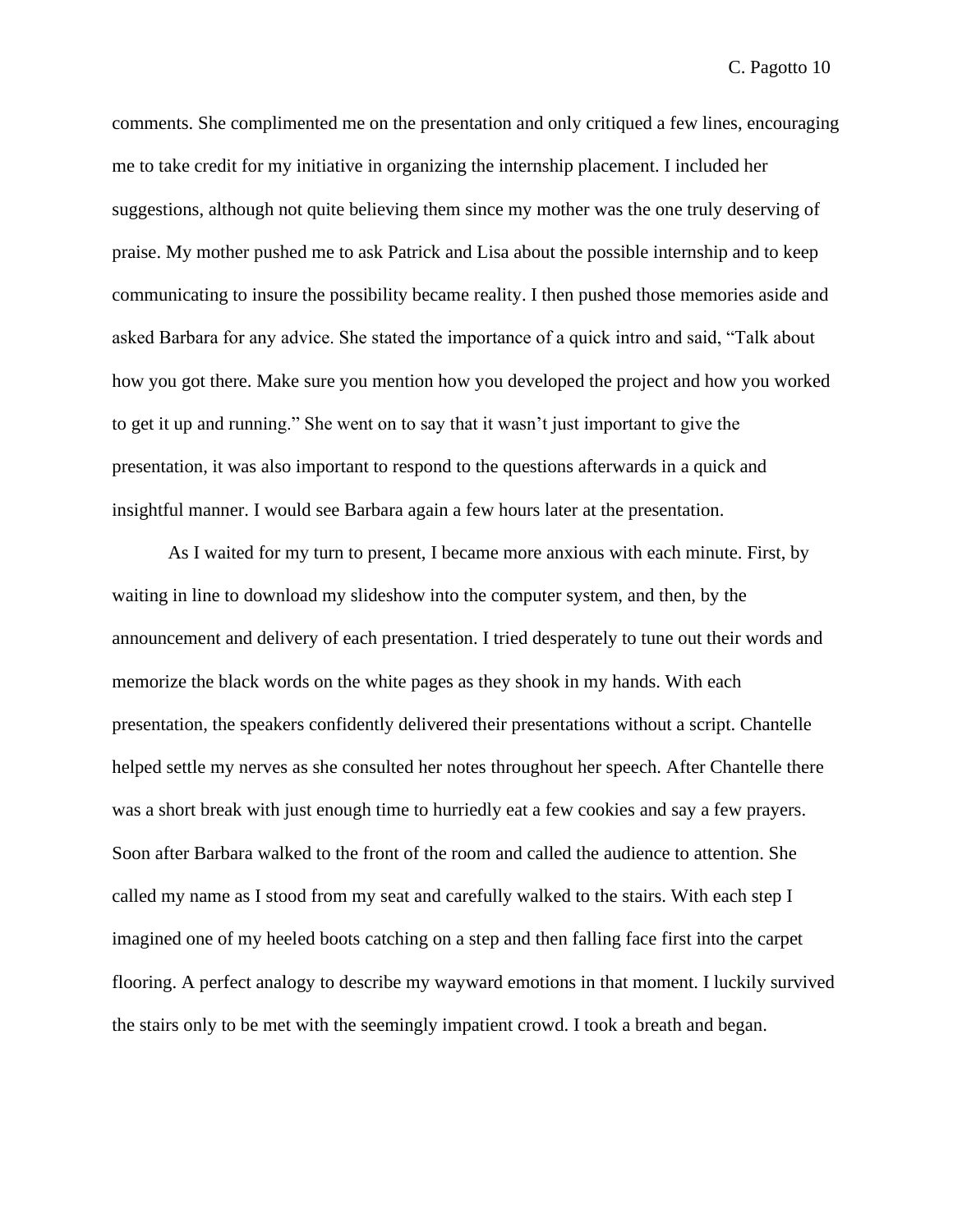comments. She complimented me on the presentation and only critiqued a few lines, encouraging me to take credit for my initiative in organizing the internship placement. I included her suggestions, although not quite believing them since my mother was the one truly deserving of praise. My mother pushed me to ask Patrick and Lisa about the possible internship and to keep communicating to insure the possibility became reality. I then pushed those memories aside and asked Barbara for any advice. She stated the importance of a quick intro and said, "Talk about how you got there. Make sure you mention how you developed the project and how you worked to get it up and running." She went on to say that it wasn't just important to give the presentation, it was also important to respond to the questions afterwards in a quick and insightful manner. I would see Barbara again a few hours later at the presentation.

As I waited for my turn to present, I became more anxious with each minute. First, by waiting in line to download my slideshow into the computer system, and then, by the announcement and delivery of each presentation. I tried desperately to tune out their words and memorize the black words on the white pages as they shook in my hands. With each presentation, the speakers confidently delivered their presentations without a script. Chantelle helped settle my nerves as she consulted her notes throughout her speech. After Chantelle there was a short break with just enough time to hurriedly eat a few cookies and say a few prayers. Soon after Barbara walked to the front of the room and called the audience to attention. She called my name as I stood from my seat and carefully walked to the stairs. With each step I imagined one of my heeled boots catching on a step and then falling face first into the carpet flooring. A perfect analogy to describe my wayward emotions in that moment. I luckily survived the stairs only to be met with the seemingly impatient crowd. I took a breath and began.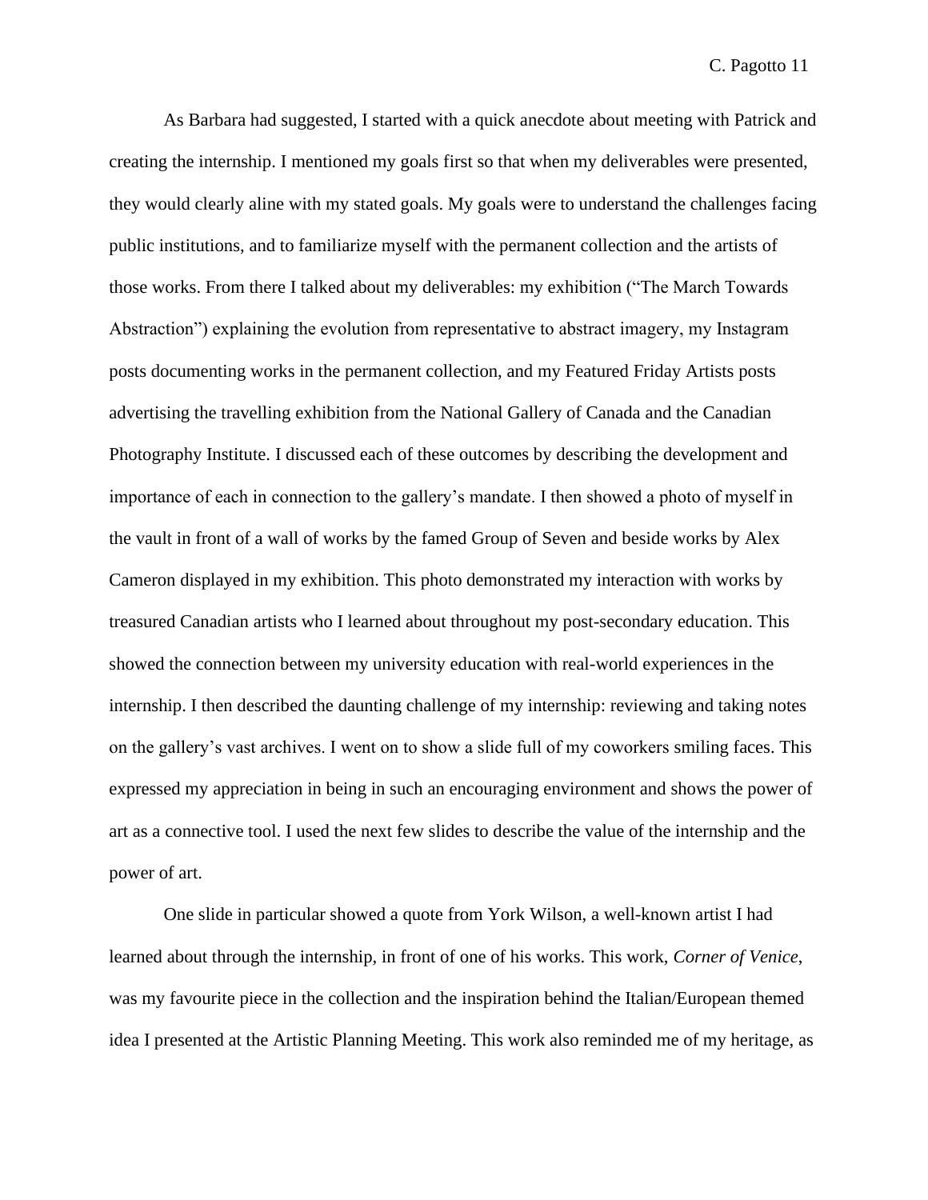As Barbara had suggested, I started with a quick anecdote about meeting with Patrick and creating the internship. I mentioned my goals first so that when my deliverables were presented, they would clearly aline with my stated goals. My goals were to understand the challenges facing public institutions, and to familiarize myself with the permanent collection and the artists of those works. From there I talked about my deliverables: my exhibition ("The March Towards Abstraction") explaining the evolution from representative to abstract imagery, my Instagram posts documenting works in the permanent collection, and my Featured Friday Artists posts advertising the travelling exhibition from the National Gallery of Canada and the Canadian Photography Institute. I discussed each of these outcomes by describing the development and importance of each in connection to the gallery's mandate. I then showed a photo of myself in the vault in front of a wall of works by the famed Group of Seven and beside works by Alex Cameron displayed in my exhibition. This photo demonstrated my interaction with works by treasured Canadian artists who I learned about throughout my post-secondary education. This showed the connection between my university education with real-world experiences in the internship. I then described the daunting challenge of my internship: reviewing and taking notes on the gallery's vast archives. I went on to show a slide full of my coworkers smiling faces. This expressed my appreciation in being in such an encouraging environment and shows the power of art as a connective tool. I used the next few slides to describe the value of the internship and the power of art.

One slide in particular showed a quote from York Wilson, a well-known artist I had learned about through the internship, in front of one of his works. This work, *Corner of Venice*, was my favourite piece in the collection and the inspiration behind the Italian/European themed idea I presented at the Artistic Planning Meeting. This work also reminded me of my heritage, as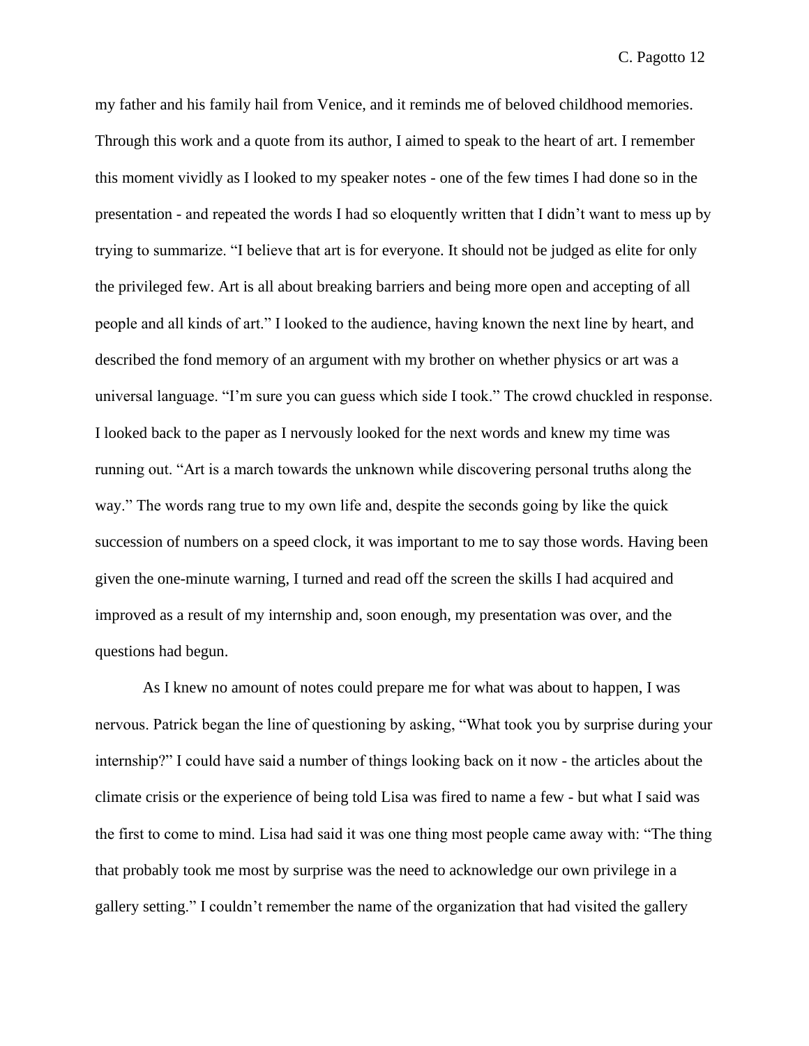my father and his family hail from Venice, and it reminds me of beloved childhood memories. Through this work and a quote from its author, I aimed to speak to the heart of art. I remember this moment vividly as I looked to my speaker notes - one of the few times I had done so in the presentation - and repeated the words I had so eloquently written that I didn't want to mess up by trying to summarize. "I believe that art is for everyone. It should not be judged as elite for only the privileged few. Art is all about breaking barriers and being more open and accepting of all people and all kinds of art." I looked to the audience, having known the next line by heart, and described the fond memory of an argument with my brother on whether physics or art was a universal language. "I'm sure you can guess which side I took." The crowd chuckled in response. I looked back to the paper as I nervously looked for the next words and knew my time was running out. "Art is a march towards the unknown while discovering personal truths along the way." The words rang true to my own life and, despite the seconds going by like the quick succession of numbers on a speed clock, it was important to me to say those words. Having been given the one-minute warning, I turned and read off the screen the skills I had acquired and improved as a result of my internship and, soon enough, my presentation was over, and the questions had begun.

As I knew no amount of notes could prepare me for what was about to happen, I was nervous. Patrick began the line of questioning by asking, "What took you by surprise during your internship?" I could have said a number of things looking back on it now - the articles about the climate crisis or the experience of being told Lisa was fired to name a few - but what I said was the first to come to mind. Lisa had said it was one thing most people came away with: "The thing that probably took me most by surprise was the need to acknowledge our own privilege in a gallery setting." I couldn't remember the name of the organization that had visited the gallery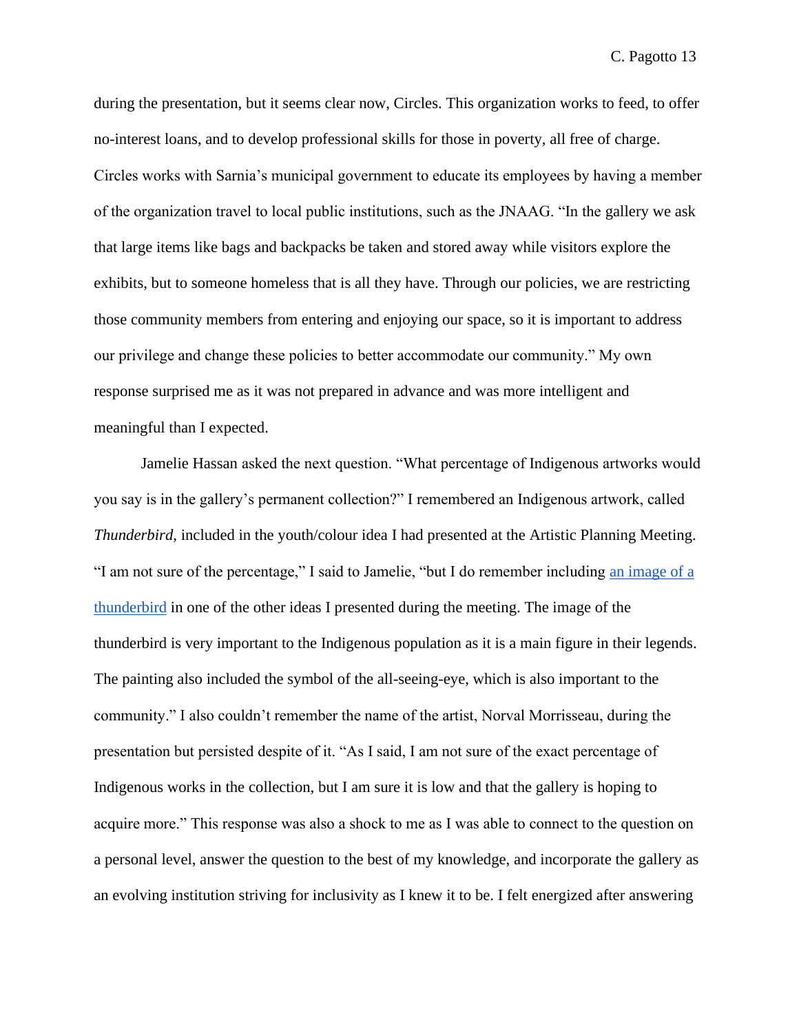during the presentation, but it seems clear now, Circles. This organization works to feed, to offer no-interest loans, and to develop professional skills for those in poverty, all free of charge. Circles works with Sarnia's municipal government to educate its employees by having a member of the organization travel to local public institutions, such as the JNAAG. "In the gallery we ask that large items like bags and backpacks be taken and stored away while visitors explore the exhibits, but to someone homeless that is all they have. Through our policies, we are restricting those community members from entering and enjoying our space, so it is important to address our privilege and change these policies to better accommodate our community." My own response surprised me as it was not prepared in advance and was more intelligent and meaningful than I expected.

Jamelie Hassan asked the next question. "What percentage of Indigenous artworks would you say is in the gallery's permanent collection?" I remembered an Indigenous artwork, called *Thunderbird,* included in the youth/colour idea I had presented at the Artistic Planning Meeting. "I am not sure of the percentage," I said to Jamelie, "but I do remember including an image of a thunderbird in one of the other ideas I presented during the meeting. The image of the thunderbird is very important to the Indigenous population as it is a main figure in their legends. The painting also included the symbol of the all-seeing-eye, which is also important to the community." I also couldn't remember the name of the artist, Norval Morrisseau, during the presentation but persisted despite of it. "As I said, I am not sure of the exact percentage of Indigenous works in the collection, but I am sure it is low and that the gallery is hoping to acquire more." This response was also a shock to me as I was able to connect to the question on a personal level, answer the question to the best of my knowledge, and incorporate the gallery as an evolving institution striving for inclusivity as I knew it to be. I felt energized after answering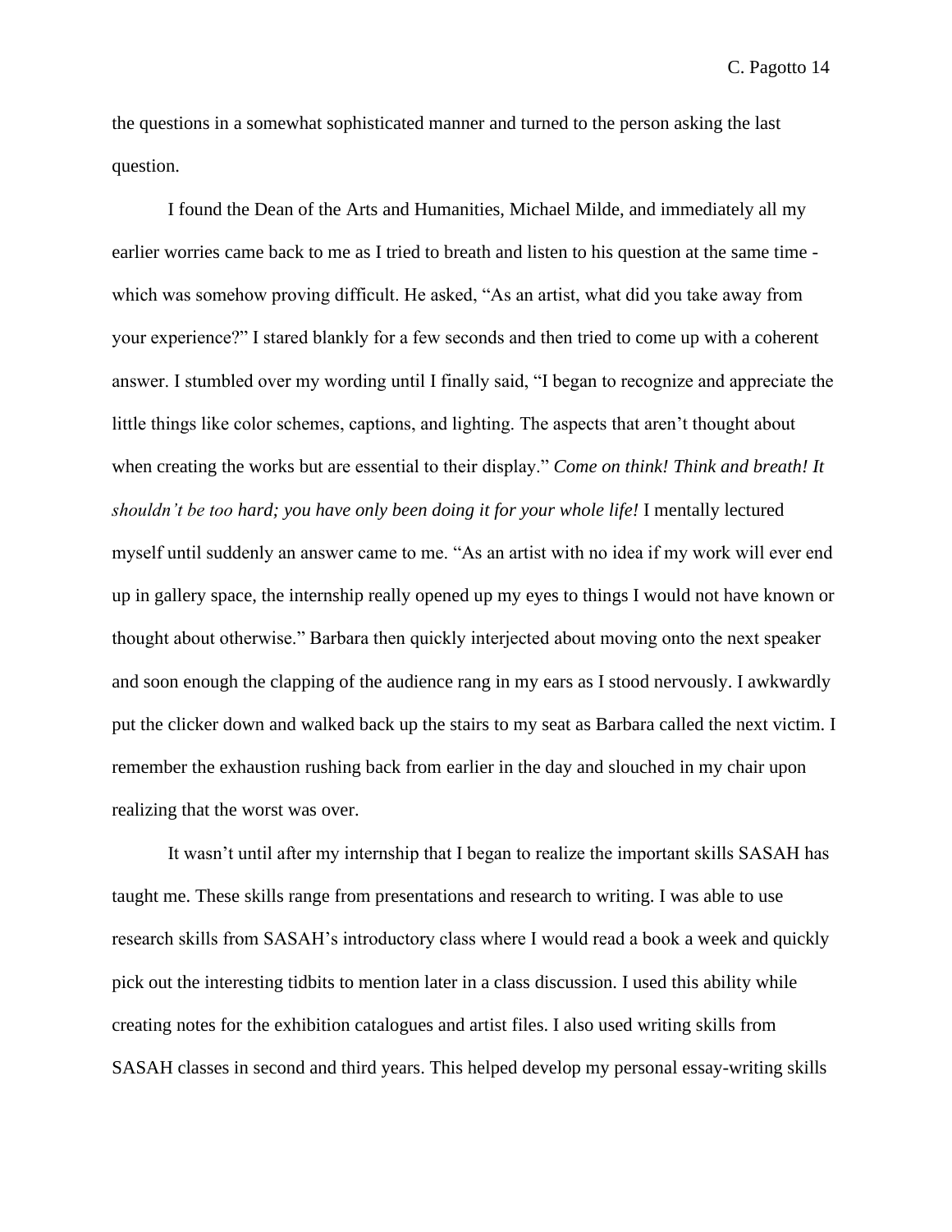the questions in a somewhat sophisticated manner and turned to the person asking the last question.

I found the Dean of the Arts and Humanities, Michael Milde, and immediately all my earlier worries came back to me as I tried to breath and listen to his question at the same time - which was somehow proving difficult. He asked, “As an artist, what did you take away from your experience?” I stared blankly for a few seconds and then tried to come up with a coherent answer. I stumbled over my wording until I finally said, “I began to recognize and appreciate the little things like color schemes, captions, and lighting. The aspects that aren’t thought about when creating the works but are essential to their display.” *Come on think! Think and breath! It shouldn’t be too hard; you have only been doing it for your whole life!* I mentally lectured myself until suddenly an answer came to me. “As an artist with no idea if my work will ever end up in gallery space, the internship really opened up my eyes to things I would not have known or thought about otherwise.” Barbara then quickly interjected about moving onto the next speaker and soon enough the clapping of the audience rang in my ears as I stood nervously. I awkwardly put the clicker down and walked back up the stairs to my seat as Barbara called the next victim. I remember the exhaustion rushing back from earlier in the day and slouched in my chair upon realizing that the worst was over.

It wasn’t until after my internship that I began to realize the important skills SASAH has taught me. These skills range from presentations and research to writing. I was able to use research skills from SASAH’s introductory class where I would read a book a week and quickly pick out the interesting tidbits to mention later in a class discussion. I used this ability while creating notes for the exhibition catalogues and artist files. I also used writing skills from SASAH classes in second and third years. This helped develop my personal essay-writing skills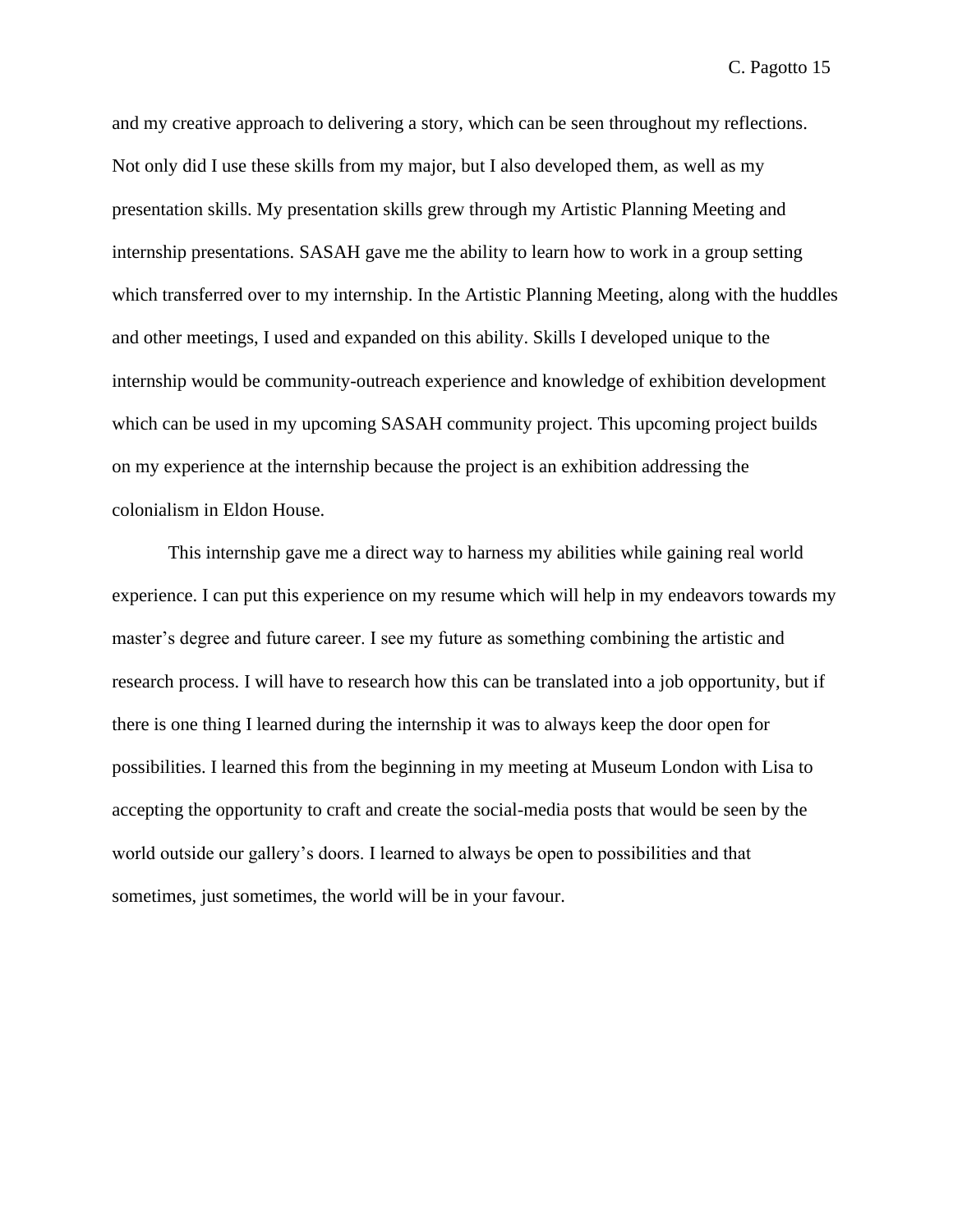and my creative approach to delivering a story, which can be seen throughout my reflections. Not only did I use these skills from my major, but I also developed them, as well as my presentation skills. My presentation skills grew through my Artistic Planning Meeting and internship presentations. SASAH gave me the ability to learn how to work in a group setting which transferred over to my internship. In the Artistic Planning Meeting, along with the huddles and other meetings, I used and expanded on this ability. Skills I developed unique to the internship would be community-outreach experience and knowledge of exhibition development which can be used in my upcoming SASAH community project. This upcoming project builds on my experience at the internship because the project is an exhibition addressing the colonialism in Eldon House.

This internship gave me a direct way to harness my abilities while gaining real world experience. I can put this experience on my resume which will help in my endeavors towards my master's degree and future career. I see my future as something combining the artistic and research process. I will have to research how this can be translated into a job opportunity, but if there is one thing I learned during the internship it was to always keep the door open for possibilities. I learned this from the beginning in my meeting at Museum London with Lisa to accepting the opportunity to craft and create the social-media posts that would be seen by the world outside our gallery's doors. I learned to always be open to possibilities and that sometimes, just sometimes, the world will be in your favour.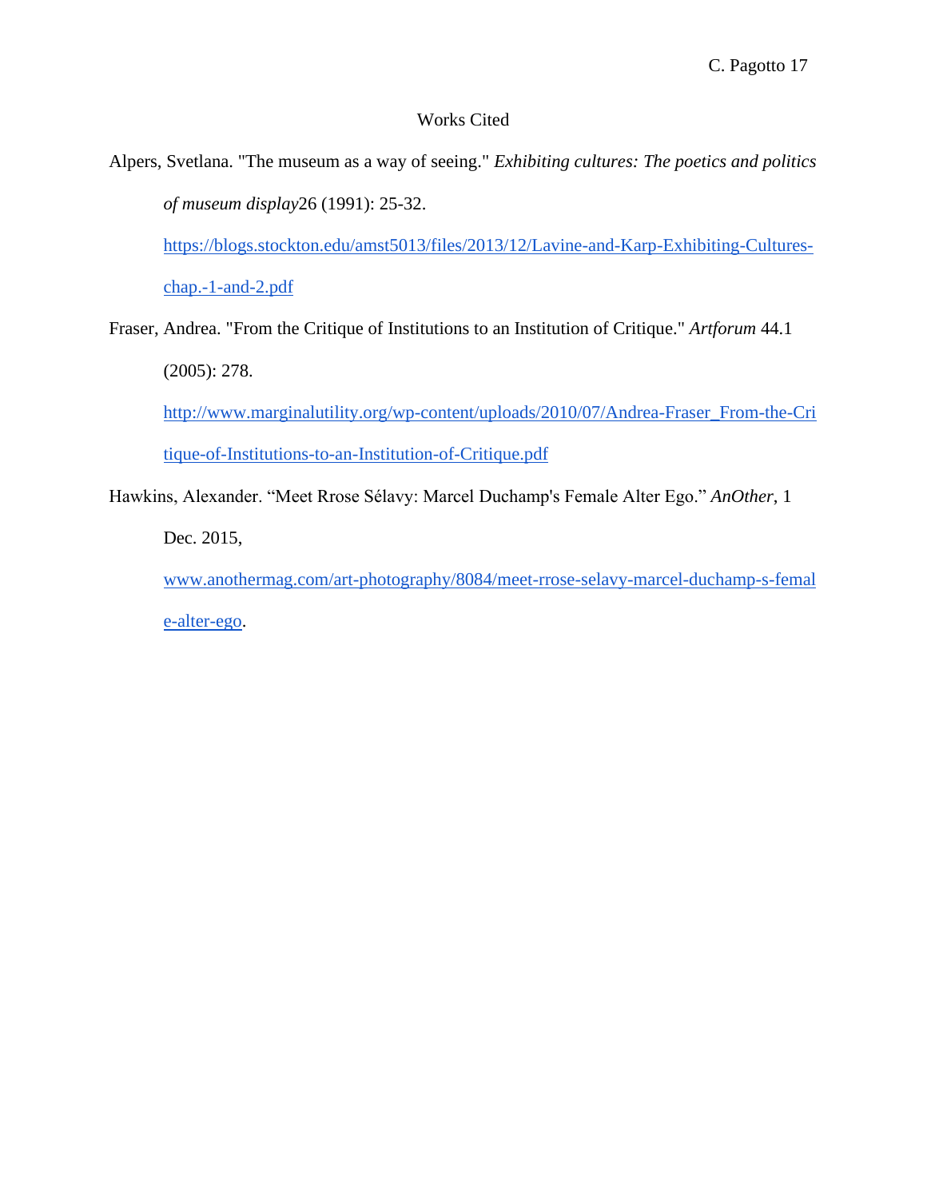# Works Cited

Alpers, Svetlana. "The museum as a way of seeing." *Exhibiting cultures: The poetics and politics of museum display*26 (1991): 25-32. https://blogs.stockton.edu/amst5013/files/2013/12/Lavine-and-Karp-Exhibiting-Cultures-chap.-1-and-2.pdf

Fraser, Andrea. "From the Critique of Institutions to an Institution of Critique." *Artforum* 44.1 (2005): 278. http://www.marginalutility.org/wp-content/uploads/2010/07/Andrea-Fraser_From-the-Critique-of-Institutions-to-an-Institution-of-Critique.pdf

Hawkins, Alexander. "Meet Rrose Sélavy: Marcel Duchamp's Female Alter Ego." *AnOther*, 1 Dec. 2015, www.anothermag.com/art-photography/8084/meet-rrose-selavy-marcel-duchamp-s-female-alter-ego.